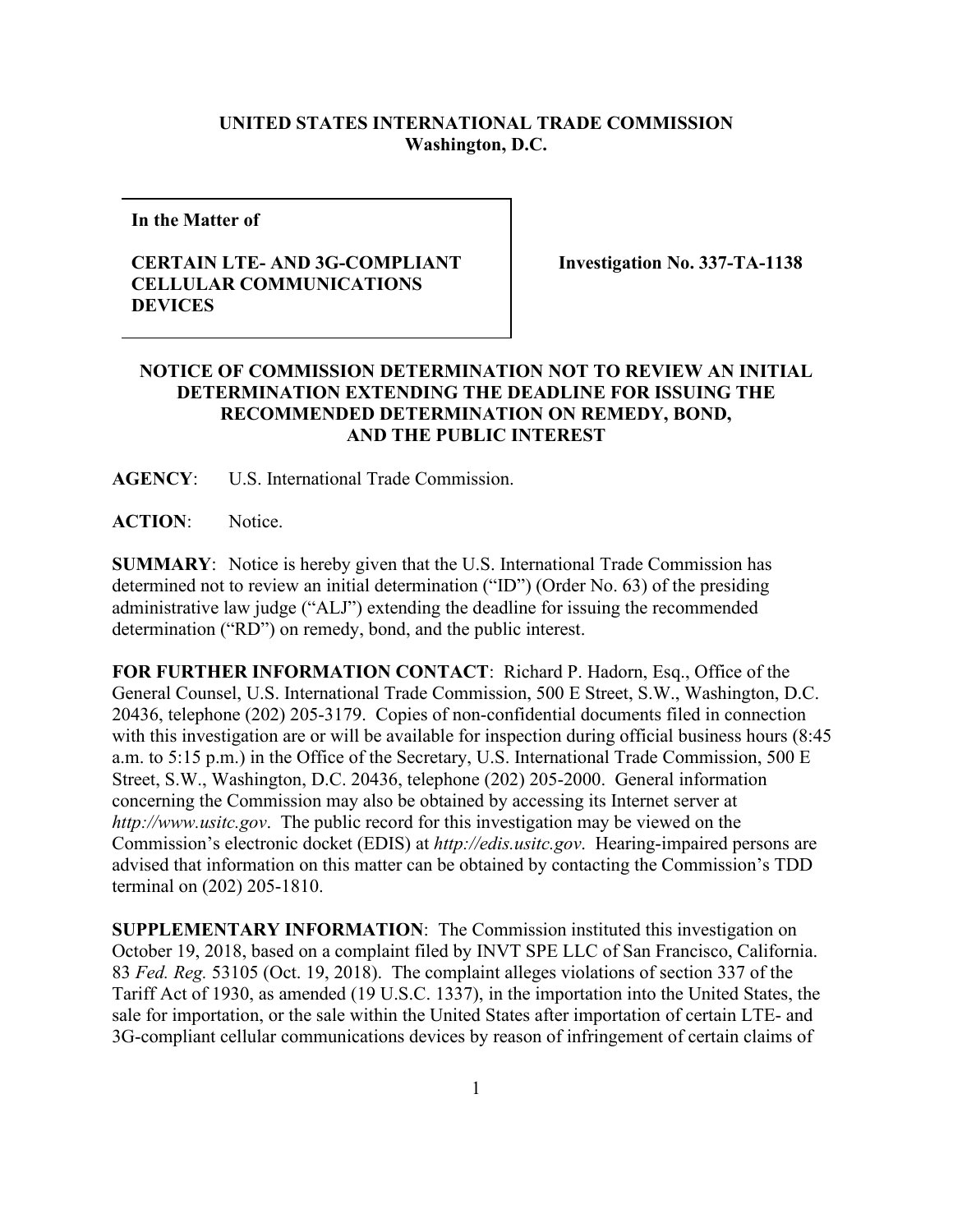**UNITED STATES INTERNATIONAL TRADE COMMISSION**
**Washington, D.C.**

| In the Matter of<br><br>**CERTAIN LTE- AND 3G-COMPLIANT CELLULAR COMMUNICATIONS DEVICES** | **Investigation No. 337-TA-1138** |
|---|---|

## NOTICE OF COMMISSION DETERMINATION NOT TO REVIEW AN INITIAL DETERMINATION EXTENDING THE DEADLINE FOR ISSUING THE RECOMMENDED DETERMINATION ON REMEDY, BOND, AND THE PUBLIC INTEREST

**AGENCY**: U.S. International Trade Commission.

**ACTION**: Notice.

**SUMMARY**: Notice is hereby given that the U.S. International Trade Commission has determined not to review an initial determination ("ID") (Order No. 63) of the presiding administrative law judge ("ALJ") extending the deadline for issuing the recommended determination ("RD") on remedy, bond, and the public interest.

**FOR FURTHER INFORMATION CONTACT**: Richard P. Hadorn, Esq., Office of the General Counsel, U.S. International Trade Commission, 500 E Street, S.W., Washington, D.C. 20436, telephone (202) 205-3179. Copies of non-confidential documents filed in connection with this investigation are or will be available for inspection during official business hours (8:45 a.m. to 5:15 p.m.) in the Office of the Secretary, U.S. International Trade Commission, 500 E Street, S.W., Washington, D.C. 20436, telephone (202) 205-2000. General information concerning the Commission may also be obtained by accessing its Internet server at *http://www.usitc.gov*. The public record for this investigation may be viewed on the Commission's electronic docket (EDIS) at *http://edis.usitc.gov*. Hearing-impaired persons are advised that information on this matter can be obtained by contacting the Commission's TDD terminal on (202) 205-1810.

**SUPPLEMENTARY INFORMATION**: The Commission instituted this investigation on October 19, 2018, based on a complaint filed by INVT SPE LLC of San Francisco, California. 83 *Fed. Reg.* 53105 (Oct. 19, 2018). The complaint alleges violations of section 337 of the Tariff Act of 1930, as amended (19 U.S.C. 1337), in the importation into the United States, the sale for importation, or the sale within the United States after importation of certain LTE- and 3G-compliant cellular communications devices by reason of infringement of certain claims of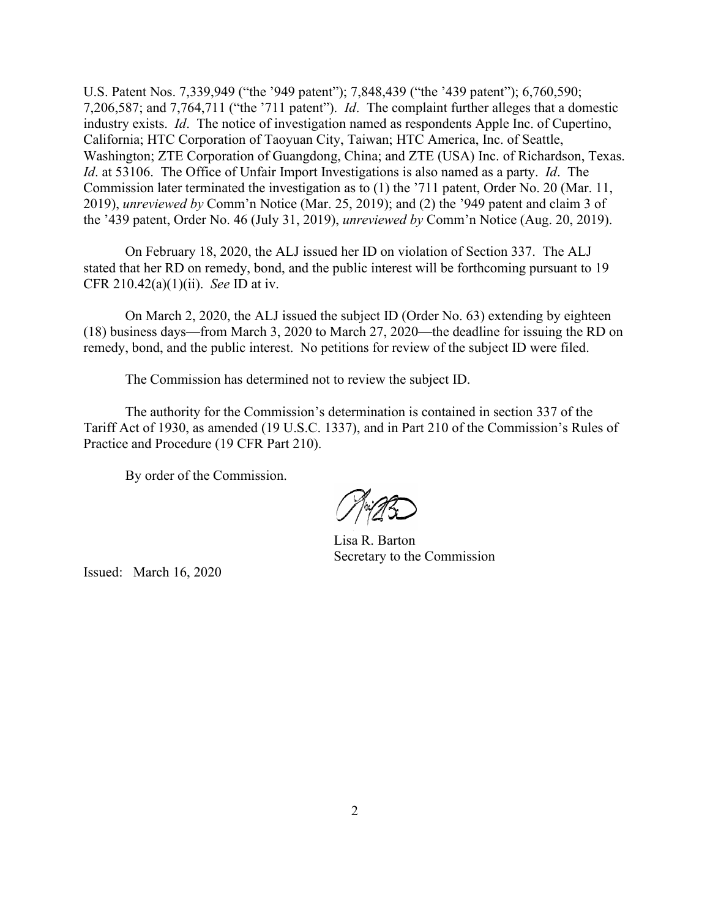U.S. Patent Nos. 7,339,949 ("the '949 patent"); 7,848,439 ("the '439 patent"); 6,760,590; 7,206,587; and 7,764,711 ("the '711 patent"). *Id*. The complaint further alleges that a domestic industry exists. *Id*. The notice of investigation named as respondents Apple Inc. of Cupertino, California; HTC Corporation of Taoyuan City, Taiwan; HTC America, Inc. of Seattle, Washington; ZTE Corporation of Guangdong, China; and ZTE (USA) Inc. of Richardson, Texas. *Id*. at 53106. The Office of Unfair Import Investigations is also named as a party. *Id*. The Commission later terminated the investigation as to (1) the '711 patent, Order No. 20 (Mar. 11, 2019), *unreviewed by* Comm'n Notice (Mar. 25, 2019); and (2) the '949 patent and claim 3 of the '439 patent, Order No. 46 (July 31, 2019), *unreviewed by* Comm'n Notice (Aug. 20, 2019).

On February 18, 2020, the ALJ issued her ID on violation of Section 337. The ALJ stated that her RD on remedy, bond, and the public interest will be forthcoming pursuant to 19 CFR 210.42(a)(1)(ii). *See* ID at iv.

On March 2, 2020, the ALJ issued the subject ID (Order No. 63) extending by eighteen (18) business days—from March 3, 2020 to March 27, 2020—the deadline for issuing the RD on remedy, bond, and the public interest. No petitions for review of the subject ID were filed.

The Commission has determined not to review the subject ID.

The authority for the Commission's determination is contained in section 337 of the Tariff Act of 1930, as amended (19 U.S.C. 1337), and in Part 210 of the Commission's Rules of Practice and Procedure (19 CFR Part 210).

By order of the Commission.

Lisa R. Barton
Secretary to the Commission

Issued: March 16, 2020